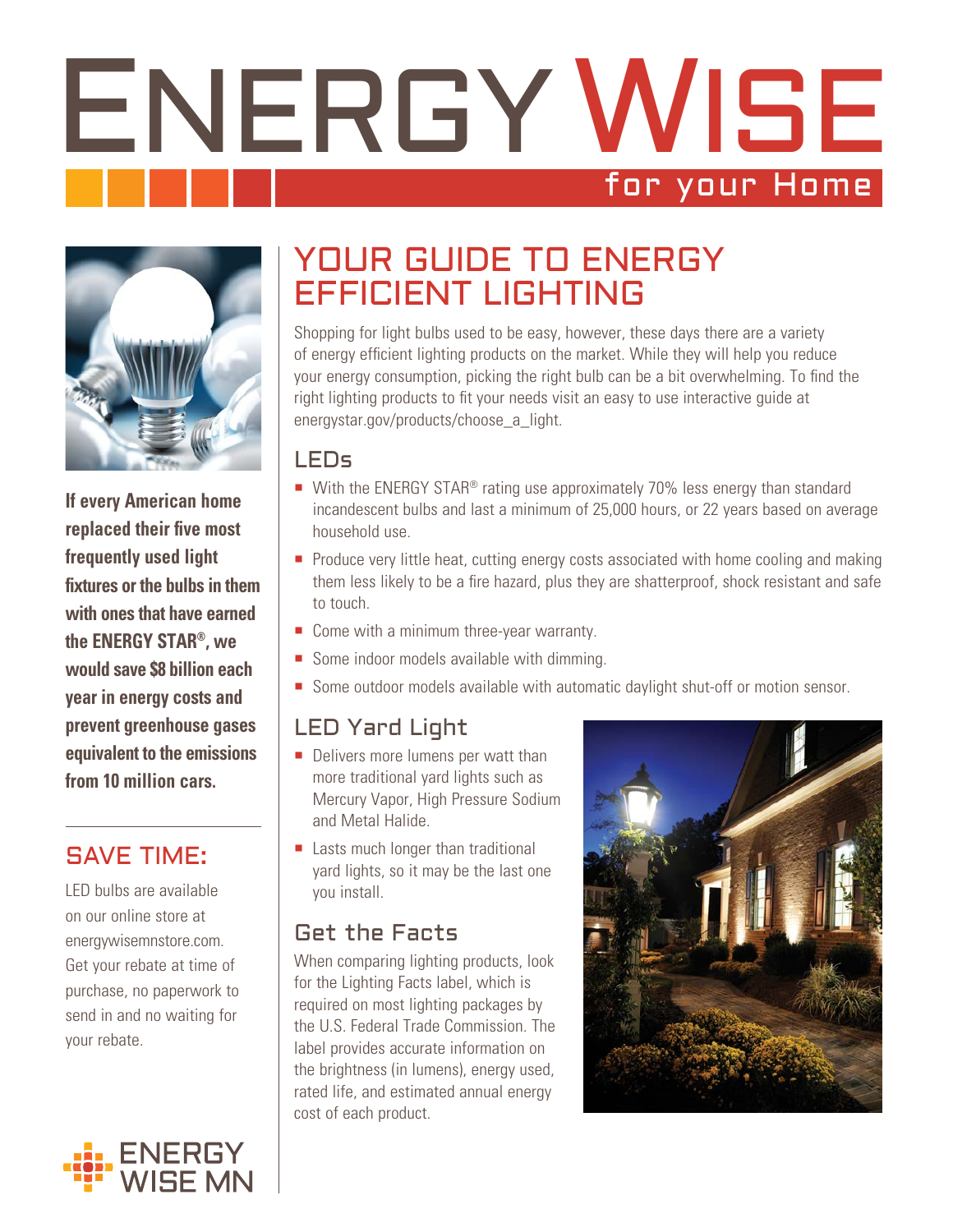# ENERGY WISE for your Home

**If every American home replaced their five most frequently used light fixtures or the bulbs in them with ones that have earned the ENERGY STAR®, we would save $8 billion each year in energy costs and prevent greenhouse gases equivalent to the emissions from 10 million cars.**

## SAVE TIME:

LED bulbs are available on our online store at energywisemnstore.com. Get your rebate at time of purchase, no paperwork to send in and no waiting for your rebate.

## YOUR GUIDE TO ENERGY EFFICIENT LIGHTING

Shopping for light bulbs used to be easy, however, these days there are a variety of energy efficient lighting products on the market. While they will help you reduce your energy consumption, picking the right bulb can be a bit overwhelming. To find the right lighting products to fit your needs visit an easy to use interactive guide at energystar.gov/products/choose_a_light.

### LEDs

- With the ENERGY STAR® rating use approximately 70% less energy than standard incandescent bulbs and last a minimum of 25,000 hours, or 22 years based on average household use.
- Produce very little heat, cutting energy costs associated with home cooling and making them less likely to be a fire hazard, plus they are shatterproof, shock resistant and safe to touch.
- Come with a minimum three-year warranty.
- Some indoor models available with dimming.
- Some outdoor models available with automatic daylight shut-off or motion sensor.

### LED Yard Light

- Delivers more lumens per watt than more traditional yard lights such as Mercury Vapor, High Pressure Sodium and Metal Halide.
- Lasts much longer than traditional yard lights, so it may be the last one you install.

### Get the Facts

When comparing lighting products, look for the Lighting Facts label, which is required on most lighting packages by the U.S. Federal Trade Commission. The label provides accurate information on the brightness (in lumens), energy used, rated life, and estimated annual energy cost of each product.

ENERGY WISE MN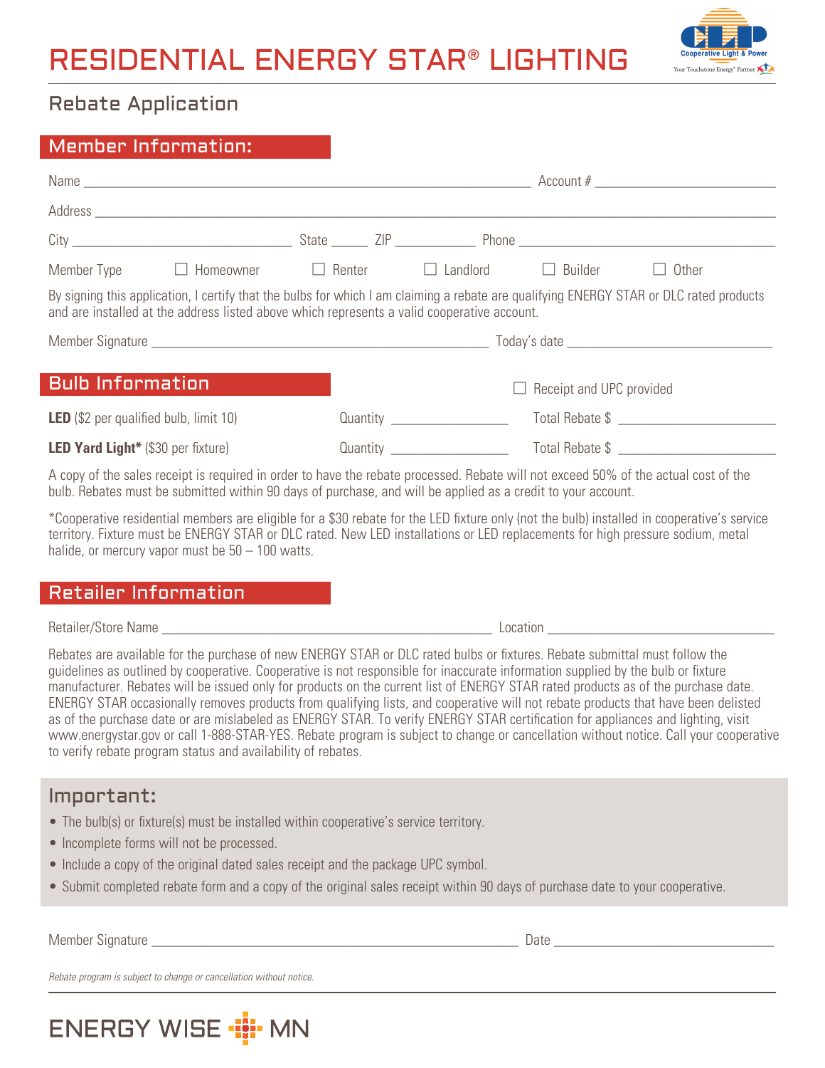# RESIDENTIAL ENERGY STAR® LIGHTING

Cooperative Light & Power

Your Touchstone Energy® Partner

## Rebate Application

## Member Information:

Name ______________________________ Account # ______________________

Address ______________________________________________________________

City ____________________ State _____ ZIP __________ Phone ______________

Member Type ☐ Homeowner ☐ Renter ☐ Landlord ☐ Builder ☐ Other

By signing this application, I certify that the bulbs for which I am claiming a rebate are qualifying ENERGY STAR or DLC rated products and are installed at the address listed above which represents a valid cooperative account.

Member Signature ______________________________ Today's date ______________________

## Bulb Information

☐ Receipt and UPC provided

**LED** ($2 per qualified bulb, limit 10) Quantity ______________ Total Rebate $ ______________

**LED Yard Light*** ($30 per fixture) Quantity ______________ Total Rebate $ ______________

A copy of the sales receipt is required in order to have the rebate processed. Rebate will not exceed 50% of the actual cost of the bulb. Rebates must be submitted within 90 days of purchase, and will be applied as a credit to your account.

*Cooperative residential members are eligible for a $30 rebate for the LED fixture only (not the bulb) installed in cooperative's service territory. Fixture must be ENERGY STAR or DLC rated. New LED installations or LED replacements for high pressure sodium, metal halide, or mercury vapor must be 50 – 100 watts.

## Retailer Information

Retailer/Store Name ______________________________ Location ______________________

Rebates are available for the purchase of new ENERGY STAR or DLC rated bulbs or fixtures. Rebate submittal must follow the guidelines as outlined by cooperative. Cooperative is not responsible for inaccurate information supplied by the bulb or fixture manufacturer. Rebates will be issued only for products on the current list of ENERGY STAR rated products as of the purchase date. ENERGY STAR occasionally removes products from qualifying lists, and cooperative will not rebate products that have been delisted as of the purchase date or are mislabeled as ENERGY STAR. To verify ENERGY STAR certification for appliances and lighting, visit www.energystar.gov or call 1-888-STAR-YES. Rebate program is subject to change or cancellation without notice. Call your cooperative to verify rebate program status and availability of rebates.

## Important:

- The bulb(s) or fixture(s) must be installed within cooperative's service territory.
- Incomplete forms will not be processed.
- Include a copy of the original dated sales receipt and the package UPC symbol.
- Submit completed rebate form and a copy of the original sales receipt within 90 days of purchase date to your cooperative.

Member Signature ______________________________ Date ______________________

*Rebate program is subject to change or cancellation without notice.*

ENERGY WISE MN